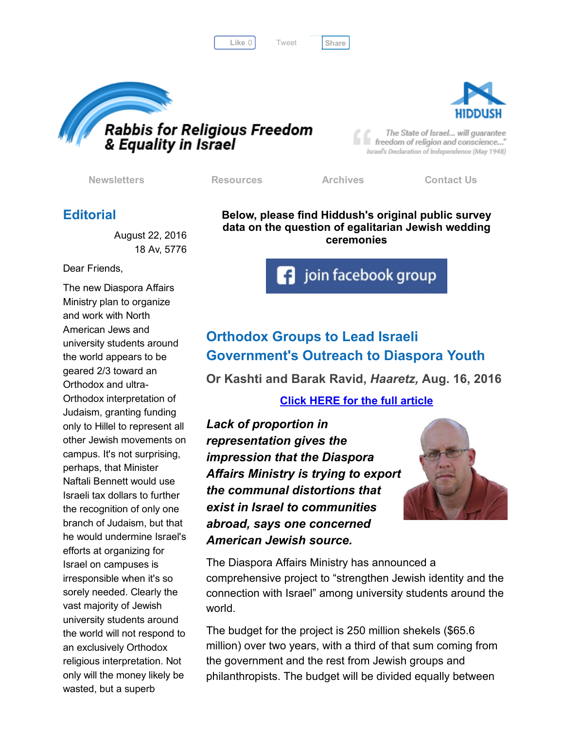Like 0 Tweet Share

Rabbis for Religious Freedom & Equality in Israel

HIDDUSH

"The State of Israel... will guarantee freedom of religion and conscience..."
Israel's Declaration of Independence (May 1948)

Newsletters | Resources | Archives | Contact Us

## Editorial

August 22, 2016
18 Av, 5776

Dear Friends,

The new Diaspora Affairs Ministry plan to organize and work with North American Jews and university students around the world appears to be geared 2/3 toward an Orthodox and ultra-Orthodox interpretation of Judaism, granting funding only to Hillel to represent all other Jewish movements on campus. It's not surprising, perhaps, that Minister Naftali Bennett would use Israeli tax dollars to further the recognition of only one branch of Judaism, but that he would undermine Israel's efforts at organizing for Israel on campuses is irresponsible when it's so sorely needed. Clearly the vast majority of Jewish university students around the world will not respond to an exclusively Orthodox religious interpretation. Not only will the money likely be wasted, but a superb

**Below, please find Hiddush's original public survey data on the question of egalitarian Jewish wedding ceremonies**

join facebook group

## Orthodox Groups to Lead Israeli Government's Outreach to Diaspora Youth

**Or Kashti and Barak Ravid, *Haaretz,* Aug. 16, 2016**

Click HERE for the full article

***Lack of proportion in representation gives the impression that the Diaspora Affairs Ministry is trying to export the communal distortions that exist in Israel to communities abroad, says one concerned American Jewish source.***

The Diaspora Affairs Ministry has announced a comprehensive project to "strengthen Jewish identity and the connection with Israel" among university students around the world.

The budget for the project is 250 million shekels ($65.6 million) over two years, with a third of that sum coming from the government and the rest from Jewish groups and philanthropists. The budget will be divided equally between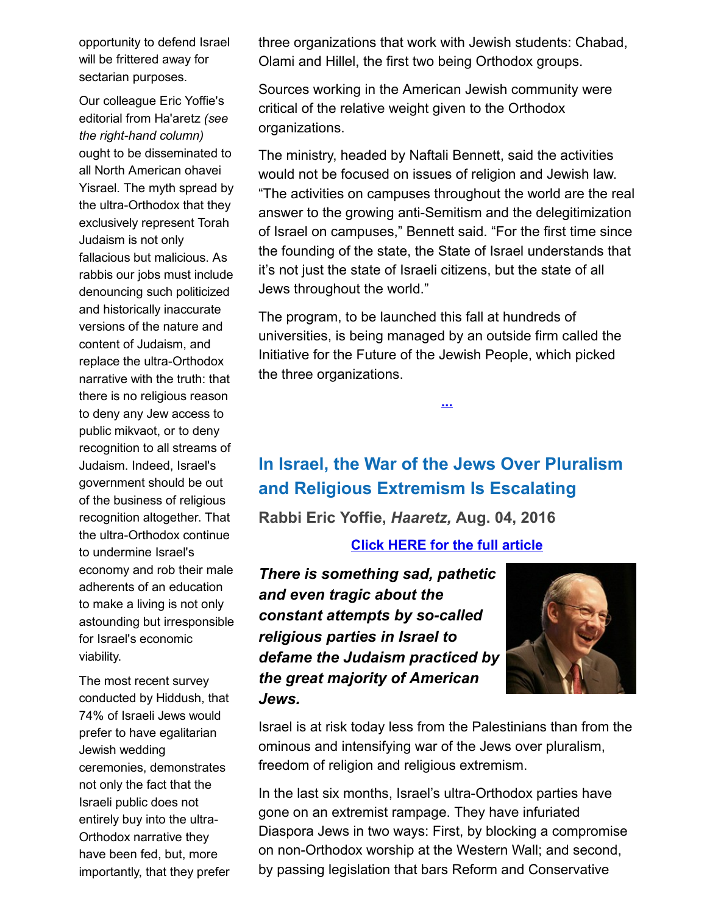opportunity to defend Israel will be frittered away for sectarian purposes.

Our colleague Eric Yoffie's editorial from Ha'aretz *(see the right-hand column)* ought to be disseminated to all North American ohavei Yisrael. The myth spread by the ultra-Orthodox that they exclusively represent Torah Judaism is not only fallacious but malicious. As rabbis our jobs must include denouncing such politicized and historically inaccurate versions of the nature and content of Judaism, and replace the ultra-Orthodox narrative with the truth: that there is no religious reason to deny any Jew access to public mikvaot, or to deny recognition to all streams of Judaism. Indeed, Israel's government should be out of the business of religious recognition altogether. That the ultra-Orthodox continue to undermine Israel's economy and rob their male adherents of an education to make a living is not only astounding but irresponsible for Israel's economic viability.

The most recent survey conducted by Hiddush, that 74% of Israeli Jews would prefer to have egalitarian Jewish wedding ceremonies, demonstrates not only the fact that the Israeli public does not entirely buy into the ultra-Orthodox narrative they have been fed, but, more importantly, that they prefer

three organizations that work with Jewish students: Chabad, Olami and Hillel, the first two being Orthodox groups.

Sources working in the American Jewish community were critical of the relative weight given to the Orthodox organizations.

The ministry, headed by Naftali Bennett, said the activities would not be focused on issues of religion and Jewish law. "The activities on campuses throughout the world are the real answer to the growing anti-Semitism and the delegitimization of Israel on campuses," Bennett said. "For the first time since the founding of the state, the State of Israel understands that it's not just the state of Israeli citizens, but the state of all Jews throughout the world."

The program, to be launched this fall at hundreds of universities, is being managed by an outside firm called the Initiative for the Future of the Jewish People, which picked the three organizations.

...

## In Israel, the War of the Jews Over Pluralism and Religious Extremism Is Escalating

**Rabbi Eric Yoffie, *Haaretz,* Aug. 04, 2016**

**Click HERE for the full article**

***There is something sad, pathetic and even tragic about the constant attempts by so-called religious parties in Israel to defame the Judaism practiced by the great majority of American Jews.***

Israel is at risk today less from the Palestinians than from the ominous and intensifying war of the Jews over pluralism, freedom of religion and religious extremism.

In the last six months, Israel's ultra-Orthodox parties have gone on an extremist rampage. They have infuriated Diaspora Jews in two ways: First, by blocking a compromise on non-Orthodox worship at the Western Wall; and second, by passing legislation that bars Reform and Conservative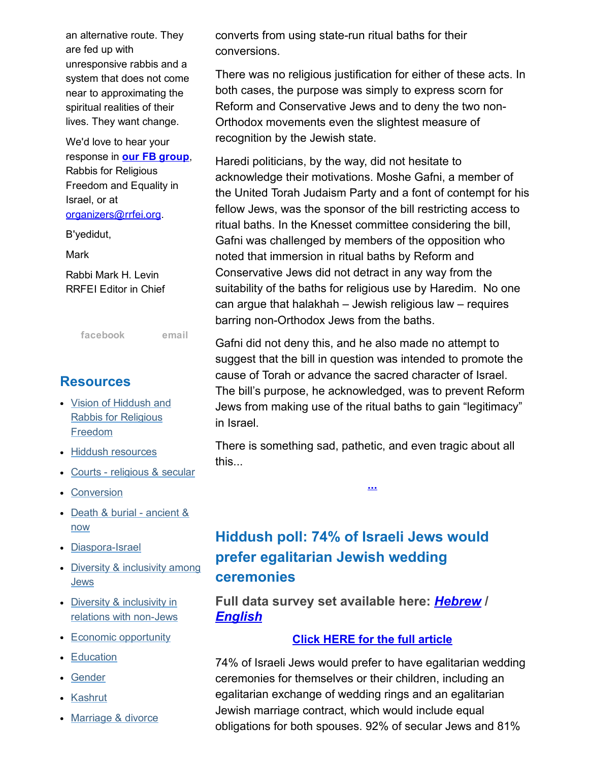an alternative route. They are fed up with unresponsive rabbis and a system that does not come near to approximating the spiritual realities of their lives. They want change.

We'd love to hear your response in **our FB group**, Rabbis for Religious Freedom and Equality in Israel, or at organizers@rrfei.org.

B'yedidut,

Mark

Rabbi Mark H. Levin
RRFEI Editor in Chief

facebook email

## Resources

- Vision of Hiddush and Rabbis for Religious Freedom
- Hiddush resources
- Courts - religious & secular
- Conversion
- Death & burial - ancient & now
- Diaspora-Israel
- Diversity & inclusivity among Jews
- Diversity & inclusivity in relations with non-Jews
- Economic opportunity
- Education
- Gender
- Kashrut
- Marriage & divorce

converts from using state-run ritual baths for their conversions.

There was no religious justification for either of these acts. In both cases, the purpose was simply to express scorn for Reform and Conservative Jews and to deny the two non-Orthodox movements even the slightest measure of recognition by the Jewish state.

Haredi politicians, by the way, did not hesitate to acknowledge their motivations. Moshe Gafni, a member of the United Torah Judaism Party and a font of contempt for his fellow Jews, was the sponsor of the bill restricting access to ritual baths. In the Knesset committee considering the bill, Gafni was challenged by members of the opposition who noted that immersion in ritual baths by Reform and Conservative Jews did not detract in any way from the suitability of the baths for religious use by Haredim. No one can argue that halakhah – Jewish religious law – requires barring non-Orthodox Jews from the baths.

Gafni did not deny this, and he also made no attempt to suggest that the bill in question was intended to promote the cause of Torah or advance the sacred character of Israel. The bill's purpose, he acknowledged, was to prevent Reform Jews from making use of the ritual baths to gain "legitimacy" in Israel.

There is something sad, pathetic, and even tragic about all this...

...

## Hiddush poll: 74% of Israeli Jews would prefer egalitarian Jewish wedding ceremonies

### Full data survey set available here: ***Hebrew*** / ***English***

**Click HERE for the full article**

74% of Israeli Jews would prefer to have egalitarian wedding ceremonies for themselves or their children, including an egalitarian exchange of wedding rings and an egalitarian Jewish marriage contract, which would include equal obligations for both spouses. 92% of secular Jews and 81%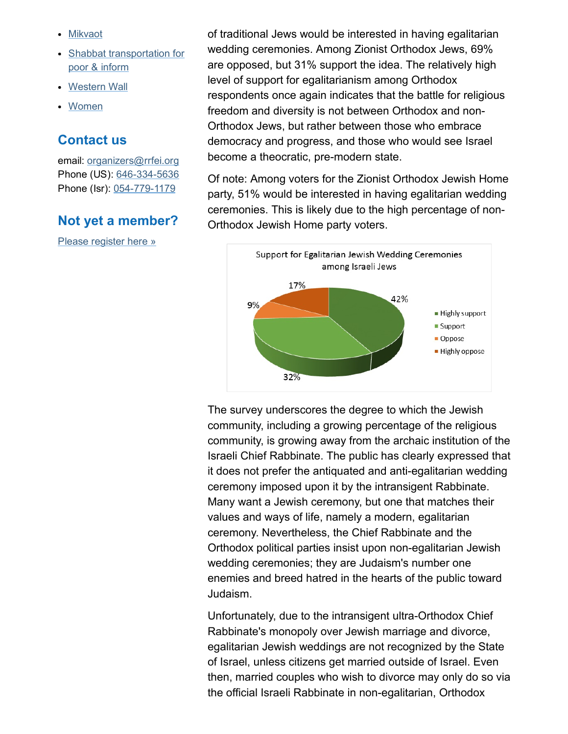- [Mikvaot]
- [Shabbat transportation for poor & inform]
- [Western Wall]
- [Women]

## Contact us

email: organizers@rrfei.org
Phone (US): 646-334-5636
Phone (Isr): 054-779-1179

## Not yet a member?

Please register here »

of traditional Jews would be interested in having egalitarian wedding ceremonies. Among Zionist Orthodox Jews, 69% are opposed, but 31% support the idea. The relatively high level of support for egalitarianism among Orthodox respondents once again indicates that the battle for religious freedom and diversity is not between Orthodox and non-Orthodox Jews, but rather between those who embrace democracy and progress, and those who would see Israel become a theocratic, pre-modern state.

Of note: Among voters for the Zionist Orthodox Jewish Home party, 51% would be interested in having egalitarian wedding ceremonies. This is likely due to the high percentage of non-Orthodox Jewish Home party voters.

Support for Egalitarian Jewish Wedding Ceremonies among Israeli Jews

| Response | Percentage |
|---|---|
| Highly support | 42% |
| Support | 32% |
| Oppose | 9% |
| Highly oppose | 17% |

The survey underscores the degree to which the Jewish community, including a growing percentage of the religious community, is growing away from the archaic institution of the Israeli Chief Rabbinate. The public has clearly expressed that it does not prefer the antiquated and anti-egalitarian wedding ceremony imposed upon it by the intransigent Rabbinate. Many want a Jewish ceremony, but one that matches their values and ways of life, namely a modern, egalitarian ceremony. Nevertheless, the Chief Rabbinate and the Orthodox political parties insist upon non-egalitarian Jewish wedding ceremonies; they are Judaism's number one enemies and breed hatred in the hearts of the public toward Judaism.

Unfortunately, due to the intransigent ultra-Orthodox Chief Rabbinate's monopoly over Jewish marriage and divorce, egalitarian Jewish weddings are not recognized by the State of Israel, unless citizens get married outside of Israel. Even then, married couples who wish to divorce may only do so via the official Israeli Rabbinate in non-egalitarian, Orthodox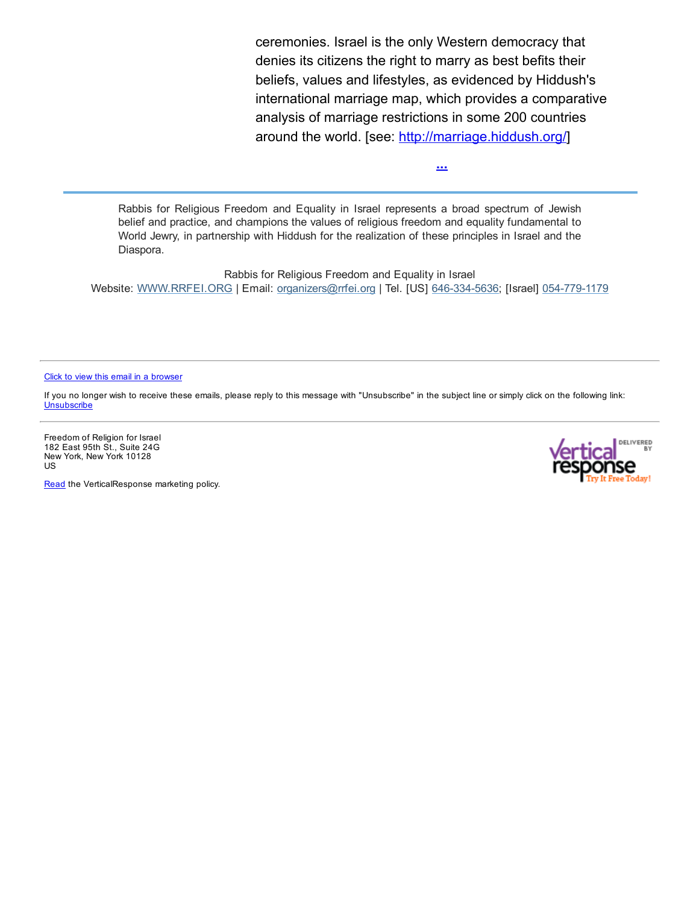ceremonies. Israel is the only Western democracy that denies its citizens the right to marry as best befits their beliefs, values and lifestyles, as evidenced by Hiddush's international marriage map, which provides a comparative analysis of marriage restrictions in some 200 countries around the world. [see: http://marriage.hiddush.org/]

...

---

Rabbis for Religious Freedom and Equality in Israel represents a broad spectrum of Jewish belief and practice, and champions the values of religious freedom and equality fundamental to World Jewry, in partnership with Hiddush for the realization of these principles in Israel and the Diaspora.

Rabbis for Religious Freedom and Equality in Israel
Website: WWW.RRFEI.ORG | Email: organizers@rrfei.org | Tel. [US] 646-334-5636; [Israel] 054-779-1179

---

Click to view this email in a browser

If you no longer wish to receive these emails, please reply to this message with "Unsubscribe" in the subject line or simply click on the following link: Unsubscribe

---

Freedom of Religion for Israel
182 East 95th St., Suite 24G
New York, New York 10128
US

Read the VerticalResponse marketing policy.

DELIVERED BY Vertical response Try It Free Today!